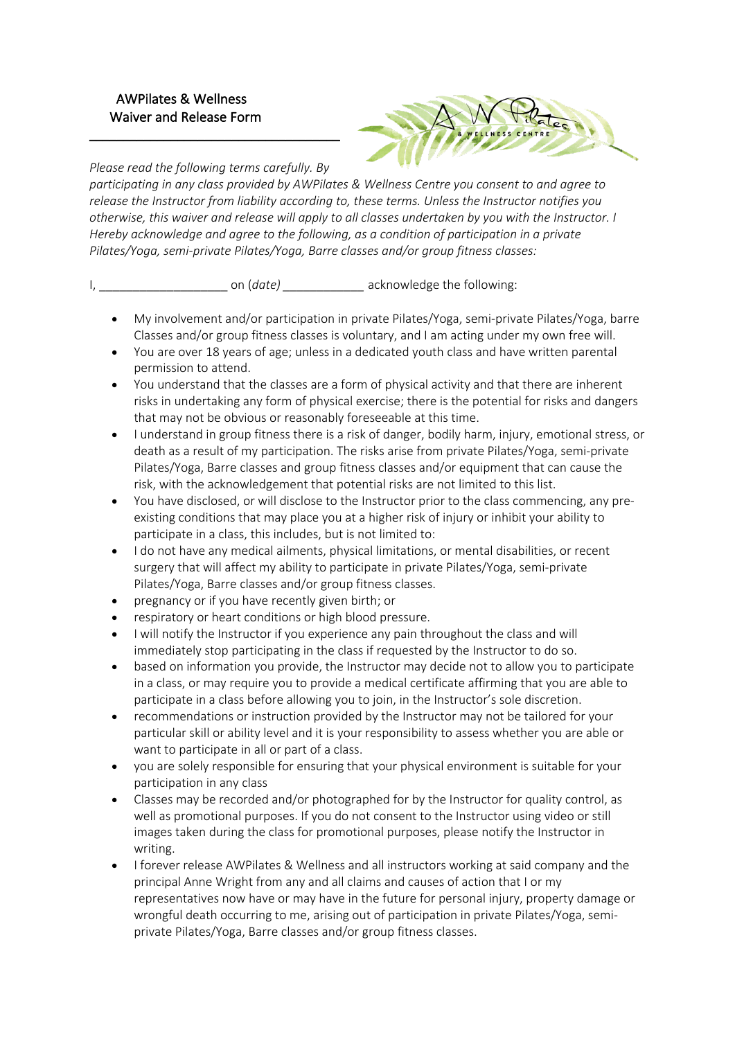# AWPilates & Wellness
## Waiver and Release Form

*Please read the following terms carefully. By participating in any class provided by AWPilates & Wellness Centre you consent to and agree to release the Instructor from liability according to, these terms. Unless the Instructor notifies you otherwise, this waiver and release will apply to all classes undertaken by you with the Instructor. I Hereby acknowledge and agree to the following, as a condition of participation in a private Pilates/Yoga, semi-private Pilates/Yoga, Barre classes and/or group fitness classes:*

I, ___________________ on (*date)* ____________ acknowledge the following:

- My involvement and/or participation in private Pilates/Yoga, semi-private Pilates/Yoga, barre Classes and/or group fitness classes is voluntary, and I am acting under my own free will.
- You are over 18 years of age; unless in a dedicated youth class and have written parental permission to attend.
- You understand that the classes are a form of physical activity and that there are inherent risks in undertaking any form of physical exercise; there is the potential for risks and dangers that may not be obvious or reasonably foreseeable at this time.
- I understand in group fitness there is a risk of danger, bodily harm, injury, emotional stress, or death as a result of my participation. The risks arise from private Pilates/Yoga, semi-private Pilates/Yoga, Barre classes and group fitness classes and/or equipment that can cause the risk, with the acknowledgement that potential risks are not limited to this list.
- You have disclosed, or will disclose to the Instructor prior to the class commencing, any pre-existing conditions that may place you at a higher risk of injury or inhibit your ability to participate in a class, this includes, but is not limited to:
- I do not have any medical ailments, physical limitations, or mental disabilities, or recent surgery that will affect my ability to participate in private Pilates/Yoga, semi-private Pilates/Yoga, Barre classes and/or group fitness classes.
- pregnancy or if you have recently given birth; or
- respiratory or heart conditions or high blood pressure.
- I will notify the Instructor if you experience any pain throughout the class and will immediately stop participating in the class if requested by the Instructor to do so.
- based on information you provide, the Instructor may decide not to allow you to participate in a class, or may require you to provide a medical certificate affirming that you are able to participate in a class before allowing you to join, in the Instructor's sole discretion.
- recommendations or instruction provided by the Instructor may not be tailored for your particular skill or ability level and it is your responsibility to assess whether you are able or want to participate in all or part of a class.
- you are solely responsible for ensuring that your physical environment is suitable for your participation in any class
- Classes may be recorded and/or photographed for by the Instructor for quality control, as well as promotional purposes. If you do not consent to the Instructor using video or still images taken during the class for promotional purposes, please notify the Instructor in writing.
- I forever release AWPilates & Wellness and all instructors working at said company and the principal Anne Wright from any and all claims and causes of action that I or my representatives now have or may have in the future for personal injury, property damage or wrongful death occurring to me, arising out of participation in private Pilates/Yoga, semi-private Pilates/Yoga, Barre classes and/or group fitness classes.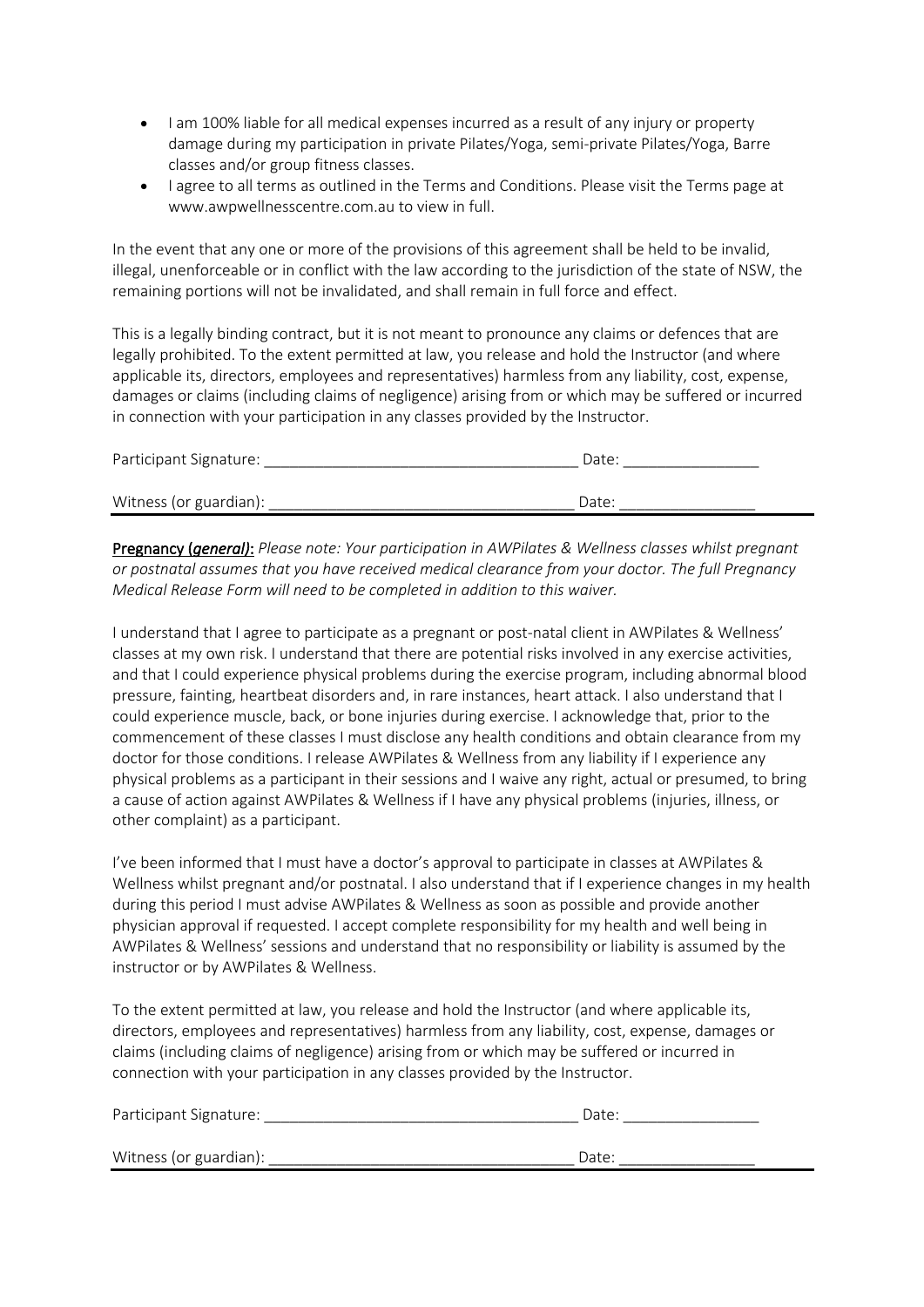- I am 100% liable for all medical expenses incurred as a result of any injury or property damage during my participation in private Pilates/Yoga, semi-private Pilates/Yoga, Barre classes and/or group fitness classes.
- I agree to all terms as outlined in the Terms and Conditions. Please visit the Terms page at www.awpwellnesscentre.com.au to view in full.

In the event that any one or more of the provisions of this agreement shall be held to be invalid, illegal, unenforceable or in conflict with the law according to the jurisdiction of the state of NSW, the remaining portions will not be invalidated, and shall remain in full force and effect.

This is a legally binding contract, but it is not meant to pronounce any claims or defences that are legally prohibited. To the extent permitted at law, you release and hold the Instructor (and where applicable its, directors, employees and representatives) harmless from any liability, cost, expense, damages or claims (including claims of negligence) arising from or which may be suffered or incurred in connection with your participation in any classes provided by the Instructor.

Participant Signature: ____________________________________ Date: ________________

Witness (or guardian): ___________________________________ Date: ________________

---

**Pregnancy (*general*):** *Please note: Your participation in AWPilates & Wellness classes whilst pregnant or postnatal assumes that you have received medical clearance from your doctor. The full Pregnancy Medical Release Form will need to be completed in addition to this waiver.*

I understand that I agree to participate as a pregnant or post-natal client in AWPilates & Wellness' classes at my own risk. I understand that there are potential risks involved in any exercise activities, and that I could experience physical problems during the exercise program, including abnormal blood pressure, fainting, heartbeat disorders and, in rare instances, heart attack. I also understand that I could experience muscle, back, or bone injuries during exercise. I acknowledge that, prior to the commencement of these classes I must disclose any health conditions and obtain clearance from my doctor for those conditions. I release AWPilates & Wellness from any liability if I experience any physical problems as a participant in their sessions and I waive any right, actual or presumed, to bring a cause of action against AWPilates & Wellness if I have any physical problems (injuries, illness, or other complaint) as a participant.

I've been informed that I must have a doctor's approval to participate in classes at AWPilates & Wellness whilst pregnant and/or postnatal. I also understand that if I experience changes in my health during this period I must advise AWPilates & Wellness as soon as possible and provide another physician approval if requested. I accept complete responsibility for my health and well being in AWPilates & Wellness' sessions and understand that no responsibility or liability is assumed by the instructor or by AWPilates & Wellness.

To the extent permitted at law, you release and hold the Instructor (and where applicable its, directors, employees and representatives) harmless from any liability, cost, expense, damages or claims (including claims of negligence) arising from or which may be suffered or incurred in connection with your participation in any classes provided by the Instructor.

Participant Signature: ____________________________________ Date: ________________

Witness (or guardian): ___________________________________ Date: ________________